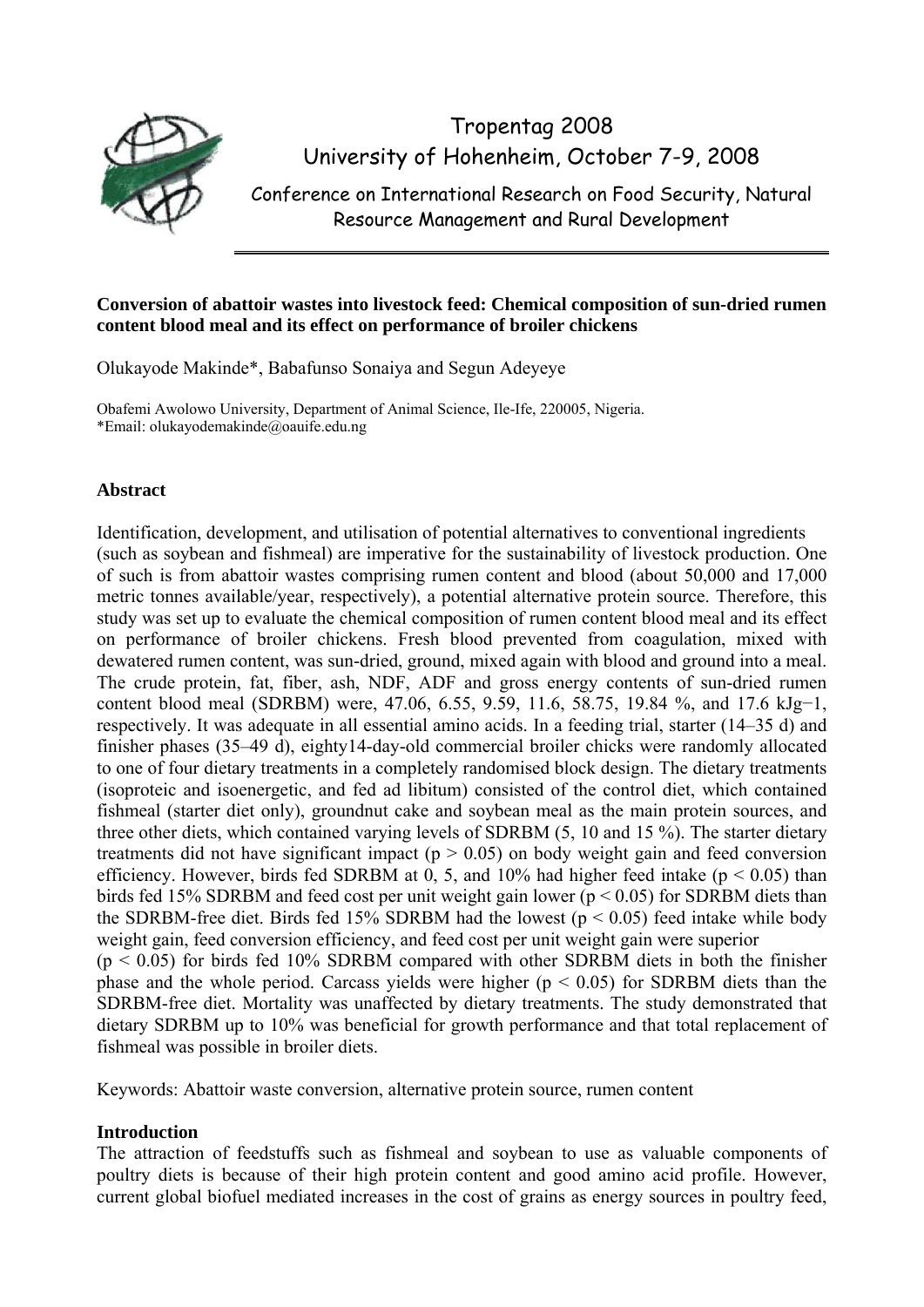Tropentag 2008
University of Hohenheim, October 7-9, 2008

Conference on International Research on Food Security, Natural Resource Management and Rural Development

**Conversion of abattoir wastes into livestock feed: Chemical composition of sun-dried rumen content blood meal and its effect on performance of broiler chickens**

Olukayode Makinde*, Babafunso Sonaiya and Segun Adeyeye

Obafemi Awolowo University, Department of Animal Science, Ile-Ife, 220005, Nigeria.
*Email: olukayodemakinde@oauife.edu.ng

### Abstract

Identification, development, and utilisation of potential alternatives to conventional ingredients (such as soybean and fishmeal) are imperative for the sustainability of livestock production. One of such is from abattoir wastes comprising rumen content and blood (about 50,000 and 17,000 metric tonnes available/year, respectively), a potential alternative protein source. Therefore, this study was set up to evaluate the chemical composition of rumen content blood meal and its effect on performance of broiler chickens. Fresh blood prevented from coagulation, mixed with dewatered rumen content, was sun-dried, ground, mixed again with blood and ground into a meal. The crude protein, fat, fiber, ash, NDF, ADF and gross energy contents of sun-dried rumen content blood meal (SDRBM) were, 47.06, 6.55, 9.59, 11.6, 58.75, 19.84 %, and 17.6 $kJg^{-1}$, respectively. It was adequate in all essential amino acids. In a feeding trial, starter (14–35 d) and finisher phases (35–49 d), eighty14-day-old commercial broiler chicks were randomly allocated to one of four dietary treatments in a completely randomised block design. The dietary treatments (isoproteic and isoenergetic, and fed ad libitum) consisted of the control diet, which contained fishmeal (starter diet only), groundnut cake and soybean meal as the main protein sources, and three other diets, which contained varying levels of SDRBM (5, 10 and 15 %). The starter dietary treatments did not have significant impact ($p > 0.05$) on body weight gain and feed conversion efficiency. However, birds fed SDRBM at 0, 5, and 10% had higher feed intake ($p < 0.05$) than birds fed 15% SDRBM and feed cost per unit weight gain lower ($p < 0.05$) for SDRBM diets than the SDRBM-free diet. Birds fed 15% SDRBM had the lowest ($p < 0.05$) feed intake while body weight gain, feed conversion efficiency, and feed cost per unit weight gain were superior ($p < 0.05$) for birds fed 10% SDRBM compared with other SDRBM diets in both the finisher phase and the whole period. Carcass yields were higher ($p < 0.05$) for SDRBM diets than the SDRBM-free diet. Mortality was unaffected by dietary treatments. The study demonstrated that dietary SDRBM up to 10% was beneficial for growth performance and that total replacement of fishmeal was possible in broiler diets.

Keywords: Abattoir waste conversion, alternative protein source, rumen content

### Introduction

The attraction of feedstuffs such as fishmeal and soybean to use as valuable components of poultry diets is because of their high protein content and good amino acid profile. However, current global biofuel mediated increases in the cost of grains as energy sources in poultry feed,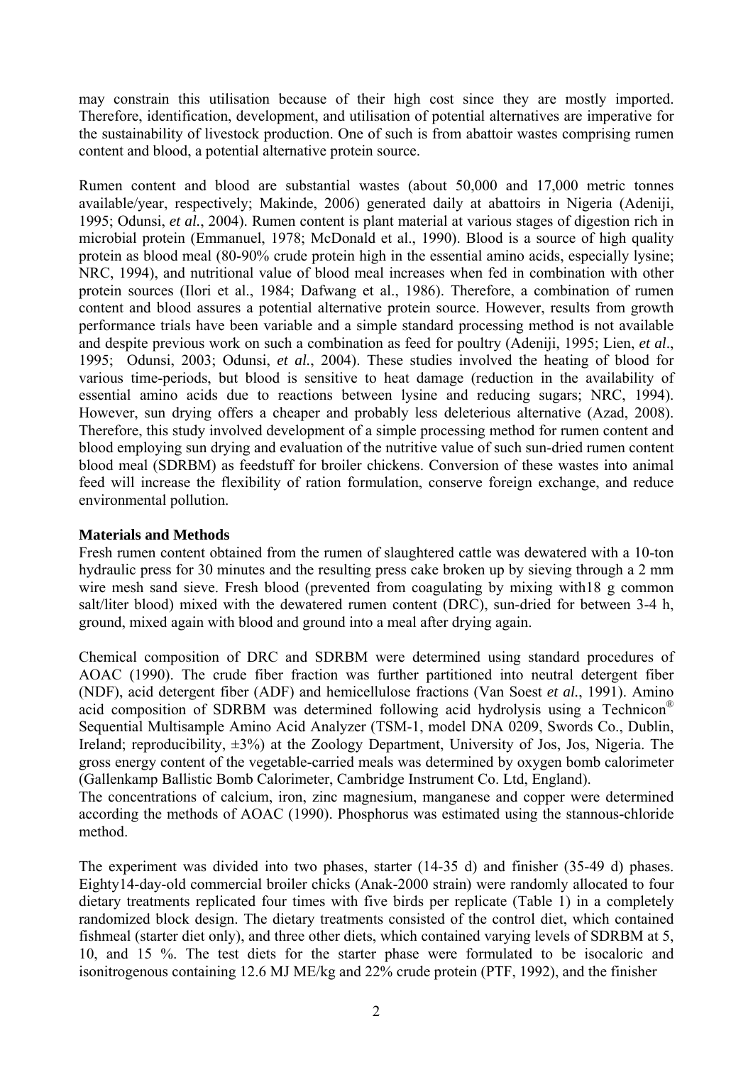may constrain this utilisation because of their high cost since they are mostly imported. Therefore, identification, development, and utilisation of potential alternatives are imperative for the sustainability of livestock production. One of such is from abattoir wastes comprising rumen content and blood, a potential alternative protein source.

Rumen content and blood are substantial wastes (about 50,000 and 17,000 metric tonnes available/year, respectively; Makinde, 2006) generated daily at abattoirs in Nigeria (Adeniji, 1995; Odunsi, *et al.*, 2004). Rumen content is plant material at various stages of digestion rich in microbial protein (Emmanuel, 1978; McDonald et al., 1990). Blood is a source of high quality protein as blood meal (80-90% crude protein high in the essential amino acids, especially lysine; NRC, 1994), and nutritional value of blood meal increases when fed in combination with other protein sources (Ilori et al., 1984; Dafwang et al., 1986). Therefore, a combination of rumen content and blood assures a potential alternative protein source. However, results from growth performance trials have been variable and a simple standard processing method is not available and despite previous work on such a combination as feed for poultry (Adeniji, 1995; Lien, *et al.*, 1995; Odunsi, 2003; Odunsi, *et al.*, 2004). These studies involved the heating of blood for various time-periods, but blood is sensitive to heat damage (reduction in the availability of essential amino acids due to reactions between lysine and reducing sugars; NRC, 1994). However, sun drying offers a cheaper and probably less deleterious alternative (Azad, 2008). Therefore, this study involved development of a simple processing method for rumen content and blood employing sun drying and evaluation of the nutritive value of such sun-dried rumen content blood meal (SDRBM) as feedstuff for broiler chickens. Conversion of these wastes into animal feed will increase the flexibility of ration formulation, conserve foreign exchange, and reduce environmental pollution.

## Materials and Methods

Fresh rumen content obtained from the rumen of slaughtered cattle was dewatered with a 10-ton hydraulic press for 30 minutes and the resulting press cake broken up by sieving through a 2 mm wire mesh sand sieve. Fresh blood (prevented from coagulating by mixing with18 g common salt/liter blood) mixed with the dewatered rumen content (DRC), sun-dried for between 3-4 h, ground, mixed again with blood and ground into a meal after drying again.

Chemical composition of DRC and SDRBM were determined using standard procedures of AOAC (1990). The crude fiber fraction was further partitioned into neutral detergent fiber (NDF), acid detergent fiber (ADF) and hemicellulose fractions (Van Soest *et al.*, 1991). Amino acid composition of SDRBM was determined following acid hydrolysis using a Technicon® Sequential Multisample Amino Acid Analyzer (TSM-1, model DNA 0209, Swords Co., Dublin, Ireland; reproducibility, ±3%) at the Zoology Department, University of Jos, Jos, Nigeria. The gross energy content of the vegetable-carried meals was determined by oxygen bomb calorimeter (Gallenkamp Ballistic Bomb Calorimeter, Cambridge Instrument Co. Ltd, England).

The concentrations of calcium, iron, zinc magnesium, manganese and copper were determined according the methods of AOAC (1990). Phosphorus was estimated using the stannous-chloride method.

The experiment was divided into two phases, starter (14-35 d) and finisher (35-49 d) phases. Eighty14-day-old commercial broiler chicks (Anak-2000 strain) were randomly allocated to four dietary treatments replicated four times with five birds per replicate (Table 1) in a completely randomized block design. The dietary treatments consisted of the control diet, which contained fishmeal (starter diet only), and three other diets, which contained varying levels of SDRBM at 5, 10, and 15 %. The test diets for the starter phase were formulated to be isocaloric and isonitrogenous containing 12.6 MJ ME/kg and 22% crude protein (PTF, 1992), and the finisher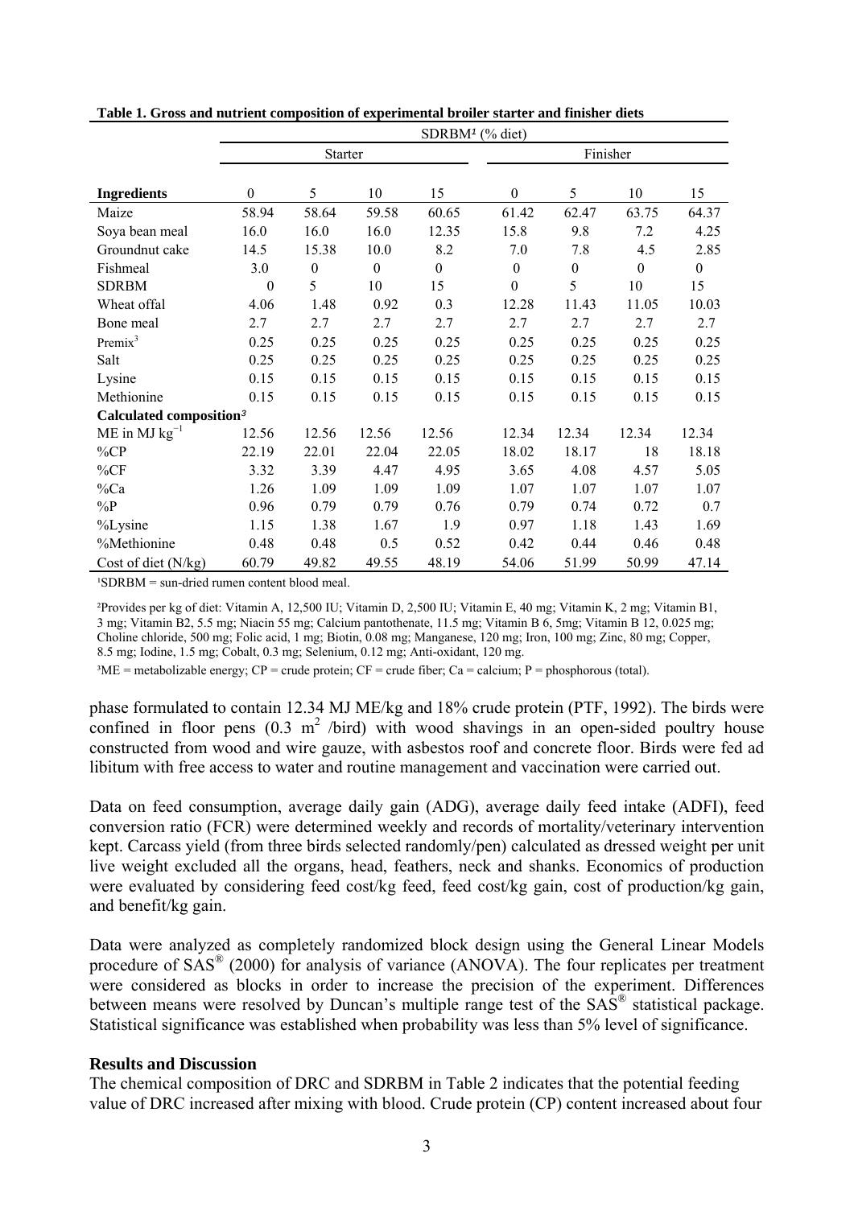**Table 1. Gross and nutrient composition of experimental broiler starter and finisher diets**

| | SDRBM[1] (% diet) | | | | | | | |
|---|---|---|---|---|---|---|---|---|
| | Starter | | | | Finisher | | | |
| **Ingredients** | 0 | 5 | 10 | 15 | 0 | 5 | 10 | 15 |
| Maize | 58.94 | 58.64 | 59.58 | 60.65 | 61.42 | 62.47 | 63.75 | 64.37 |
| Soya bean meal | 16.0 | 16.0 | 16.0 | 12.35 | 15.8 | 9.8 | 7.2 | 4.25 |
| Groundnut cake | 14.5 | 15.38 | 10.0 | 8.2 | 7.0 | 7.8 | 4.5 | 2.85 |
| Fishmeal | 3.0 | 0 | 0 | 0 | 0 | 0 | 0 | 0 |
| SDRBM | 0 | 5 | 10 | 15 | 0 | 5 | 10 | 15 |
| Wheat offal | 4.06 | 1.48 | 0.92 | 0.3 | 12.28 | 11.43 | 11.05 | 10.03 |
| Bone meal | 2.7 | 2.7 | 2.7 | 2.7 | 2.7 | 2.7 | 2.7 | 2.7 |
| Premix[3] | 0.25 | 0.25 | 0.25 | 0.25 | 0.25 | 0.25 | 0.25 | 0.25 |
| Salt | 0.25 | 0.25 | 0.25 | 0.25 | 0.25 | 0.25 | 0.25 | 0.25 |
| Lysine | 0.15 | 0.15 | 0.15 | 0.15 | 0.15 | 0.15 | 0.15 | 0.15 |
| Methionine | 0.15 | 0.15 | 0.15 | 0.15 | 0.15 | 0.15 | 0.15 | 0.15 |
| **Calculated composition[3]** | | | | | | | | |
| ME in MJ $kg^{-1}$ | 12.56 | 12.56 | 12.56 | 12.56 | 12.34 | 12.34 | 12.34 | 12.34 |
| %CP | 22.19 | 22.01 | 22.04 | 22.05 | 18.02 | 18.17 | 18 | 18.18 |
| %CF | 3.32 | 3.39 | 4.47 | 4.95 | 3.65 | 4.08 | 4.57 | 5.05 |
| %Ca | 1.26 | 1.09 | 1.09 | 1.09 | 1.07 | 1.07 | 1.07 | 1.07 |
| %P | 0.96 | 0.79 | 0.79 | 0.76 | 0.79 | 0.74 | 0.72 | 0.7 |
| %Lysine | 1.15 | 1.38 | 1.67 | 1.9 | 0.97 | 1.18 | 1.43 | 1.69 |
| %Methionine | 0.48 | 0.48 | 0.5 | 0.52 | 0.42 | 0.44 | 0.46 | 0.48 |
| Cost of diet (N/kg) | 60.79 | 49.82 | 49.55 | 48.19 | 54.06 | 51.99 | 50.99 | 47.14 |

[1]SDRBM = sun-dried rumen content blood meal.

[2]Provides per kg of diet: Vitamin A, 12,500 IU; Vitamin D, 2,500 IU; Vitamin E, 40 mg; Vitamin K, 2 mg; Vitamin B1, 3 mg; Vitamin B2, 5.5 mg; Niacin 55 mg; Calcium pantothenate, 11.5 mg; Vitamin B 6, 5mg; Vitamin B 12, 0.025 mg; Choline chloride, 500 mg; Folic acid, 1 mg; Biotin, 0.08 mg; Manganese, 120 mg; Iron, 100 mg; Zinc, 80 mg; Copper, 8.5 mg; Iodine, 1.5 mg; Cobalt, 0.3 mg; Selenium, 0.12 mg; Anti-oxidant, 120 mg.

[3]ME = metabolizable energy; CP = crude protein; CF = crude fiber; Ca = calcium; P = phosphorous (total).

phase formulated to contain 12.34 MJ ME/kg and 18% crude protein (PTF, 1992). The birds were confined in floor pens (0.3 $m^2$ /bird) with wood shavings in an open-sided poultry house constructed from wood and wire gauze, with asbestos roof and concrete floor. Birds were fed ad libitum with free access to water and routine management and vaccination were carried out.

Data on feed consumption, average daily gain (ADG), average daily feed intake (ADFI), feed conversion ratio (FCR) were determined weekly and records of mortality/veterinary intervention kept. Carcass yield (from three birds selected randomly/pen) calculated as dressed weight per unit live weight excluded all the organs, head, feathers, neck and shanks. Economics of production were evaluated by considering feed cost/kg feed, feed cost/kg gain, cost of production/kg gain, and benefit/kg gain.

Data were analyzed as completely randomized block design using the General Linear Models procedure of SAS® (2000) for analysis of variance (ANOVA). The four replicates per treatment were considered as blocks in order to increase the precision of the experiment. Differences between means were resolved by Duncan's multiple range test of the SAS® statistical package. Statistical significance was established when probability was less than 5% level of significance.

### Results and Discussion

The chemical composition of DRC and SDRBM in Table 2 indicates that the potential feeding value of DRC increased after mixing with blood. Crude protein (CP) content increased about four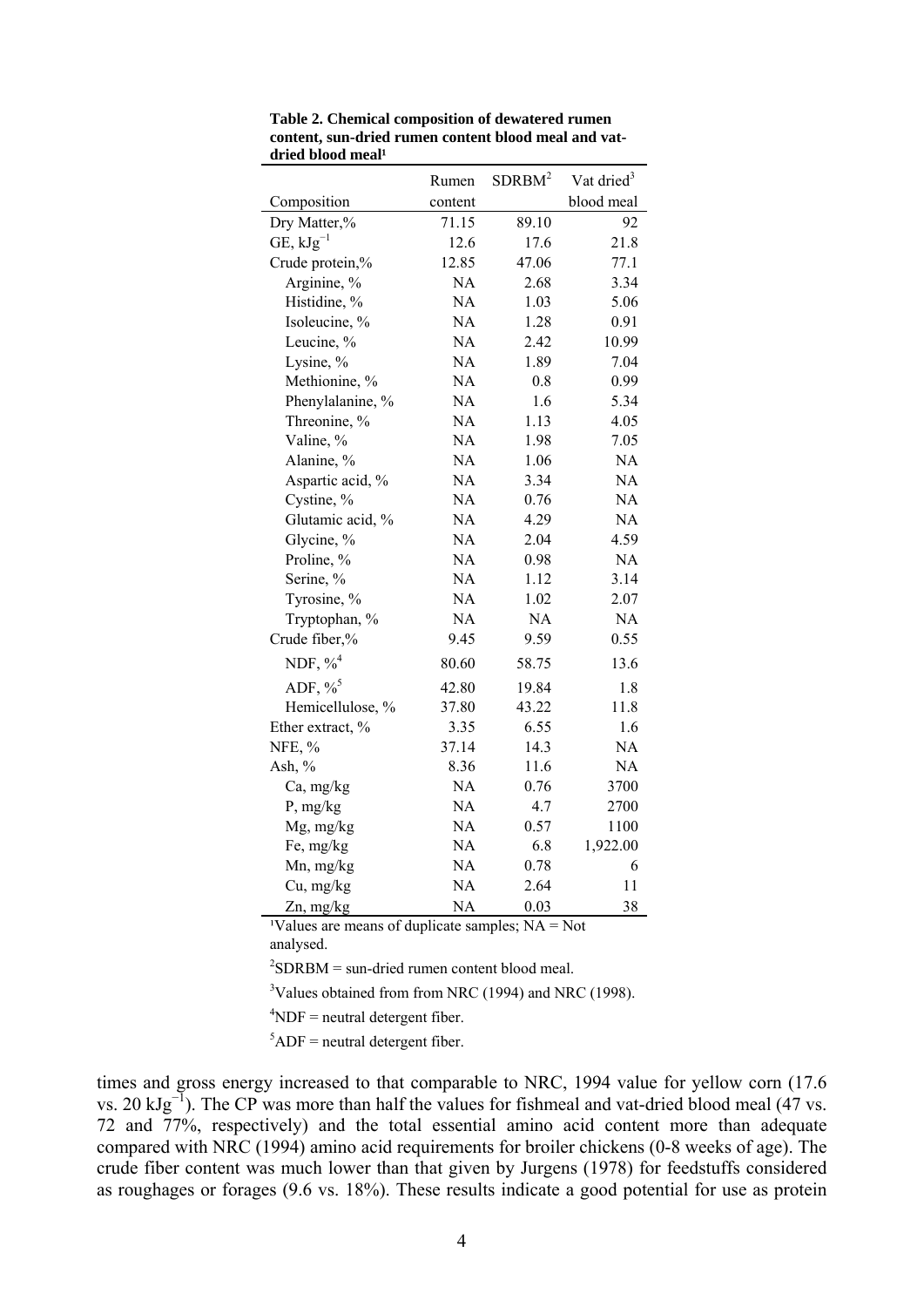**Table 2. Chemical composition of dewatered rumen content, sun-dried rumen content blood meal and vat-dried blood meal[1]**

| Composition | Rumen content | SDRBM[2] | Vat dried[3] blood meal |
|---|---|---|---|
| Dry Matter,% | 71.15 | 89.10 | 92 |
| GE, $kJg^{-1}$ | 12.6 | 17.6 | 21.8 |
| Crude protein,% | 12.85 | 47.06 | 77.1 |
| Arginine, % | NA | 2.68 | 3.34 |
| Histidine, % | NA | 1.03 | 5.06 |
| Isoleucine, % | NA | 1.28 | 0.91 |
| Leucine, % | NA | 2.42 | 10.99 |
| Lysine, % | NA | 1.89 | 7.04 |
| Methionine, % | NA | 0.8 | 0.99 |
| Phenylalanine, % | NA | 1.6 | 5.34 |
| Threonine, % | NA | 1.13 | 4.05 |
| Valine, % | NA | 1.98 | 7.05 |
| Alanine, % | NA | 1.06 | NA |
| Aspartic acid, % | NA | 3.34 | NA |
| Cystine, % | NA | 0.76 | NA |
| Glutamic acid, % | NA | 4.29 | NA |
| Glycine, % | NA | 2.04 | 4.59 |
| Proline, % | NA | 0.98 | NA |
| Serine, % | NA | 1.12 | 3.14 |
| Tyrosine, % | NA | 1.02 | 2.07 |
| Tryptophan, % | NA | NA | NA |
| Crude fiber,% | 9.45 | 9.59 | 0.55 |
| NDF, %[4] | 80.60 | 58.75 | 13.6 |
| ADF, %[5] | 42.80 | 19.84 | 1.8 |
| Hemicellulose, % | 37.80 | 43.22 | 11.8 |
| Ether extract, % | 3.35 | 6.55 | 1.6 |
| NFE, % | 37.14 | 14.3 | NA |
| Ash, % | 8.36 | 11.6 | NA |
| Ca, mg/kg | NA | 0.76 | 3700 |
| P, mg/kg | NA | 4.7 | 2700 |
| Mg, mg/kg | NA | 0.57 | 1100 |
| Fe, mg/kg | NA | 6.8 | 1,922.00 |
| Mn, mg/kg | NA | 0.78 | 6 |
| Cu, mg/kg | NA | 2.64 | 11 |
| Zn, mg/kg | NA | 0.03 | 38 |

[1]Values are means of duplicate samples; NA = Not analysed.

[2]SDRBM = sun-dried rumen content blood meal.

[3]Values obtained from from NRC (1994) and NRC (1998).

[4]NDF = neutral detergent fiber.

[5]ADF = neutral detergent fiber.

times and gross energy increased to that comparable to NRC, 1994 value for yellow corn (17.6 vs. 20 $kJg^{-1}$). The CP was more than half the values for fishmeal and vat-dried blood meal (47 vs. 72 and 77%, respectively) and the total essential amino acid content more than adequate compared with NRC (1994) amino acid requirements for broiler chickens (0-8 weeks of age). The crude fiber content was much lower than that given by Jurgens (1978) for feedstuffs considered as roughages or forages (9.6 vs. 18%). These results indicate a good potential for use as protein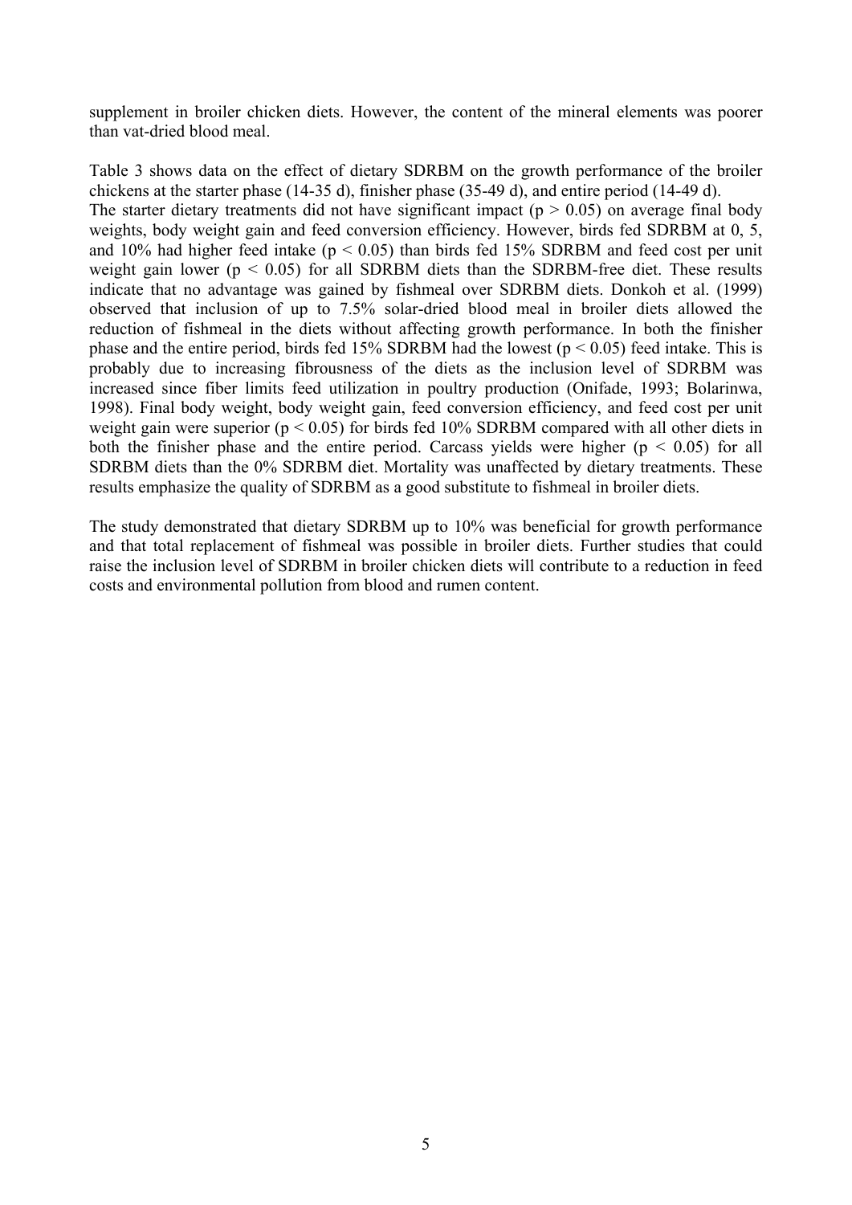supplement in broiler chicken diets. However, the content of the mineral elements was poorer than vat-dried blood meal.

Table 3 shows data on the effect of dietary SDRBM on the growth performance of the broiler chickens at the starter phase (14-35 d), finisher phase (35-49 d), and entire period (14-49 d).
The starter dietary treatments did not have significant impact ($p > 0.05$) on average final body weights, body weight gain and feed conversion efficiency. However, birds fed SDRBM at 0, 5, and 10% had higher feed intake ($p < 0.05$) than birds fed 15% SDRBM and feed cost per unit weight gain lower ($p < 0.05$) for all SDRBM diets than the SDRBM-free diet. These results indicate that no advantage was gained by fishmeal over SDRBM diets. Donkoh et al. (1999) observed that inclusion of up to 7.5% solar-dried blood meal in broiler diets allowed the reduction of fishmeal in the diets without affecting growth performance. In both the finisher phase and the entire period, birds fed 15% SDRBM had the lowest ($p < 0.05$) feed intake. This is probably due to increasing fibrousness of the diets as the inclusion level of SDRBM was increased since fiber limits feed utilization in poultry production (Onifade, 1993; Bolarinwa, 1998). Final body weight, body weight gain, feed conversion efficiency, and feed cost per unit weight gain were superior ($p < 0.05$) for birds fed 10% SDRBM compared with all other diets in both the finisher phase and the entire period. Carcass yields were higher ($p < 0.05$) for all SDRBM diets than the 0% SDRBM diet. Mortality was unaffected by dietary treatments. These results emphasize the quality of SDRBM as a good substitute to fishmeal in broiler diets.

The study demonstrated that dietary SDRBM up to 10% was beneficial for growth performance and that total replacement of fishmeal was possible in broiler diets. Further studies that could raise the inclusion level of SDRBM in broiler chicken diets will contribute to a reduction in feed costs and environmental pollution from blood and rumen content.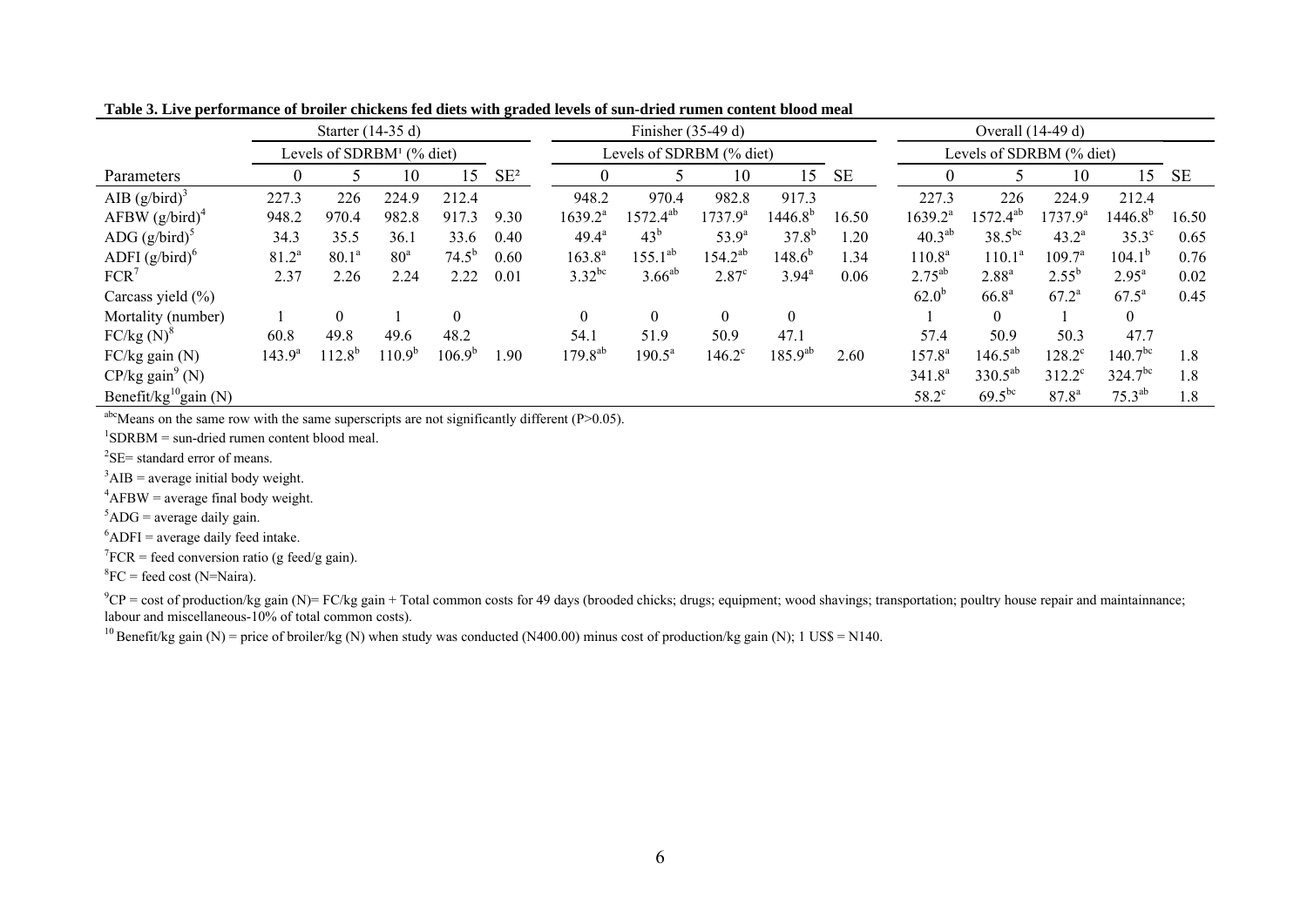**Table 3. Live performance of broiler chickens fed diets with graded levels of sun-dried rumen content blood meal**

| | Starter (14-35 d) | | | | | Finisher (35-49 d) | | | | | Overall (14-49 d) | | | | |
|---|---|---|---|---|---|---|---|---|---|---|---|---|---|---|---|
| | Levels of SDRBM[1] (% diet) | | | | | Levels of SDRBM (% diet) | | | | | Levels of SDRBM (% diet) | | | | |
| Parameters | 0 | 5 | 10 | 15 | SE[2] | 0 | 5 | 10 | 15 | SE | 0 | 5 | 10 | 15 | SE |
| AIB (g/bird)[3] | 227.3 | 226 | 224.9 | 212.4 | | 948.2 | 970.4 | 982.8 | 917.3 | | 227.3 | 226 | 224.9 | 212.4 | |
| AFBW (g/bird)[4] | 948.2 | 970.4 | 982.8 | 917.3 | 9.30 | 1639.2[a] | 1572.4[ab] | 1737.9[a] | 1446.8[b] | 16.50 | 1639.2[a] | 1572.4[ab] | 1737.9[a] | 1446.8[b] | 16.50 |
| ADG (g/bird)[5] | 34.3 | 35.5 | 36.1 | 33.6 | 0.40 | 49.4[a] | 43[b] | 53.9[a] | 37.8[b] | 1.20 | 40.3[ab] | 38.5[bc] | 43.2[a] | 35.3[c] | 0.65 |
| ADFI (g/bird)[6] | 81.2[a] | 80.1[a] | 80[a] | 74.5[b] | 0.60 | 163.8[a] | 155.1[ab] | 154.2[ab] | 148.6[b] | 1.34 | 110.8[a] | 110.1[a] | 109.7[a] | 104.1[b] | 0.76 |
| FCR[7] | 2.37 | 2.26 | 2.24 | 2.22 | 0.01 | 3.32[bc] | 3.66[ab] | 2.87[c] | 3.94[a] | 0.06 | 2.75[ab] | 2.88[a] | 2.55[b] | 2.95[a] | 0.02 |
| Carcass yield (%) | | | | | | | | | | | 62.0[b] | 66.8[a] | 67.2[a] | 67.5[a] | 0.45 |
| Mortality (number) | 1 | 0 | 1 | 0 | | 0 | 0 | 0 | 0 | | 1 | 0 | 1 | 0 | |
| FC/kg (N)[8] | 60.8 | 49.8 | 49.6 | 48.2 | | 54.1 | 51.9 | 50.9 | 47.1 | | 57.4 | 50.9 | 50.3 | 47.7 | |
| FC/kg gain (N) | 143.9[a] | 112.8[b] | 110.9[b] | 106.9[b] | 1.90 | 179.8[ab] | 190.5[a] | 146.2[c] | 185.9[ab] | 2.60 | 157.8[a] | 146.5[ab] | 128.2[c] | 140.7[bc] | 1.8 |
| CP/kg gain[9] (N) | | | | | | | | | | | 341.8[a] | 330.5[ab] | 312.2[c] | 324.7[bc] | 1.8 |
| Benefit/kg[10]gain (N) | | | | | | | | | | | 58.2[c] | 69.5[bc] | 87.8[a] | 75.3[ab] | 1.8 |

[abc]Means on the same row with the same superscripts are not significantly different (P>0.05).

[1]SDRBM = sun-dried rumen content blood meal.

[2]SE= standard error of means.

[3]AIB = average initial body weight.

[4]AFBW = average final body weight.

[5]ADG = average daily gain.

[6]ADFI = average daily feed intake.

[7]FCR = feed conversion ratio (g feed/g gain).

[8]FC = feed cost (N=Naira).

[9]CP = cost of production/kg gain (N)= FC/kg gain + Total common costs for 49 days (brooded chicks; drugs; equipment; wood shavings; transportation; poultry house repair and maintainnance; labour and miscellaneous-10% of total common costs).

[10] Benefit/kg gain (N) = price of broiler/kg (N) when study was conducted (N400.00) minus cost of production/kg gain (N); 1 US$ = N140.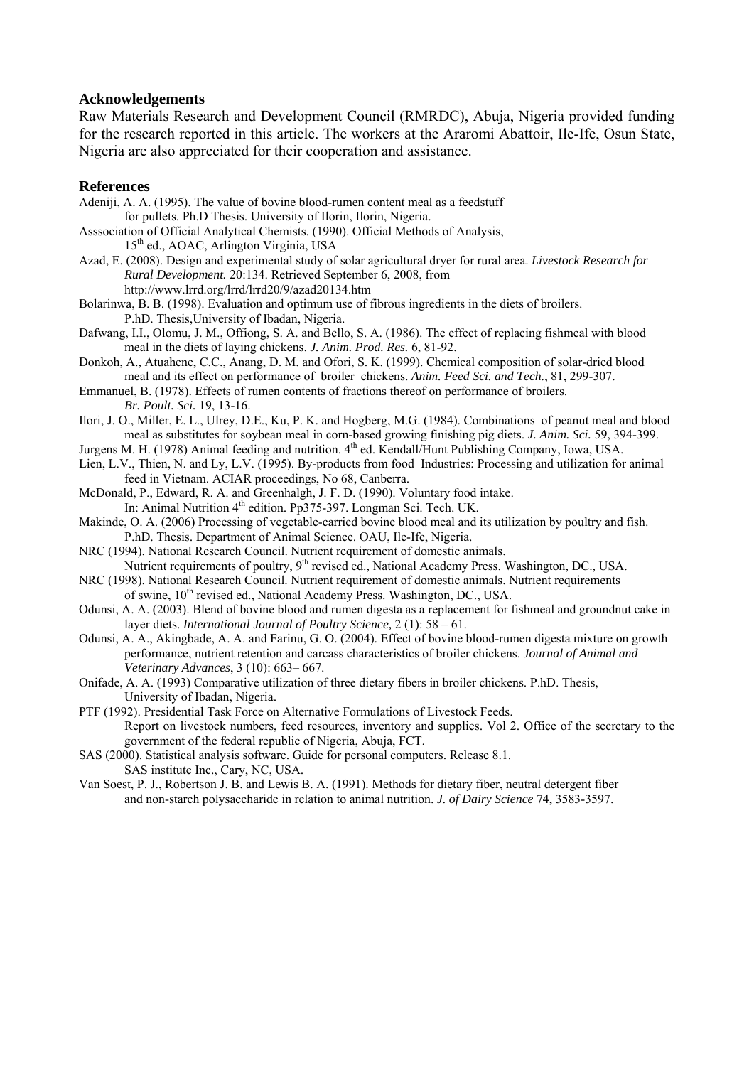## Acknowledgements

Raw Materials Research and Development Council (RMRDC), Abuja, Nigeria provided funding for the research reported in this article. The workers at the Araromi Abattoir, Ile-Ife, Osun State, Nigeria are also appreciated for their cooperation and assistance.

## References

Adeniji, A. A. (1995). The value of bovine blood-rumen content meal as a feedstuff for pullets. Ph.D Thesis. University of Ilorin, Ilorin, Nigeria.

Asssociation of Official Analytical Chemists. (1990). Official Methods of Analysis, 15th ed., AOAC, Arlington Virginia, USA

Azad, E. (2008). Design and experimental study of solar agricultural dryer for rural area. *Livestock Research for Rural Development.* 20:134. Retrieved September 6, 2008, from http://www.lrrd.org/lrrd/lrrd20/9/azad20134.htm

Bolarinwa, B. B. (1998). Evaluation and optimum use of fibrous ingredients in the diets of broilers. P.hD. Thesis,University of Ibadan, Nigeria.

Dafwang, I.I., Olomu, J. M., Offiong, S. A. and Bello, S. A. (1986). The effect of replacing fishmeal with blood meal in the diets of laying chickens. *J. Anim. Prod. Res.* 6, 81-92.

Donkoh, A., Atuahene, C.C., Anang, D. M. and Ofori, S. K. (1999). Chemical composition of solar-dried blood meal and its effect on performance of broiler chickens. *Anim. Feed Sci. and Tech.*, 81, 299-307.

Emmanuel, B. (1978). Effects of rumen contents of fractions thereof on performance of broilers. *Br. Poult. Sci.* 19, 13-16.

Ilori, J. O., Miller, E. L., Ulrey, D.E., Ku, P. K. and Hogberg, M.G. (1984). Combinations of peanut meal and blood meal as substitutes for soybean meal in corn-based growing finishing pig diets. *J. Anim. Sci.* 59, 394-399.

Jurgens M. H. (1978) Animal feeding and nutrition. 4th ed. Kendall/Hunt Publishing Company, Iowa, USA.

Lien, L.V., Thien, N. and Ly, L.V. (1995). By-products from food Industries: Processing and utilization for animal feed in Vietnam. ACIAR proceedings, No 68, Canberra.

McDonald, P., Edward, R. A. and Greenhalgh, J. F. D. (1990). Voluntary food intake. In: Animal Nutrition 4th edition. Pp375-397. Longman Sci. Tech. UK.

Makinde, O. A. (2006) Processing of vegetable-carried bovine blood meal and its utilization by poultry and fish. P.hD. Thesis. Department of Animal Science. OAU, Ile-Ife, Nigeria.

NRC (1994). National Research Council. Nutrient requirement of domestic animals. Nutrient requirements of poultry, 9th revised ed., National Academy Press. Washington, DC., USA.

NRC (1998). National Research Council. Nutrient requirement of domestic animals. Nutrient requirements of swine, 10th revised ed., National Academy Press. Washington, DC., USA.

Odunsi, A. A. (2003). Blend of bovine blood and rumen digesta as a replacement for fishmeal and groundnut cake in layer diets. *International Journal of Poultry Science,* 2 (1): 58 – 61.

Odunsi, A. A., Akingbade, A. A. and Farinu, G. O. (2004). Effect of bovine blood-rumen digesta mixture on growth performance, nutrient retention and carcass characteristics of broiler chickens. *Journal of Animal and Veterinary Advances*, 3 (10): 663– 667.

Onifade, A. A. (1993) Comparative utilization of three dietary fibers in broiler chickens. P.hD. Thesis, University of Ibadan, Nigeria.

PTF (1992). Presidential Task Force on Alternative Formulations of Livestock Feeds. Report on livestock numbers, feed resources, inventory and supplies. Vol 2. Office of the secretary to the government of the federal republic of Nigeria, Abuja, FCT.

SAS (2000). Statistical analysis software. Guide for personal computers. Release 8.1. SAS institute Inc., Cary, NC, USA.

Van Soest, P. J., Robertson J. B. and Lewis B. A. (1991). Methods for dietary fiber, neutral detergent fiber and non-starch polysaccharide in relation to animal nutrition. *J. of Dairy Science* 74, 3583-3597.